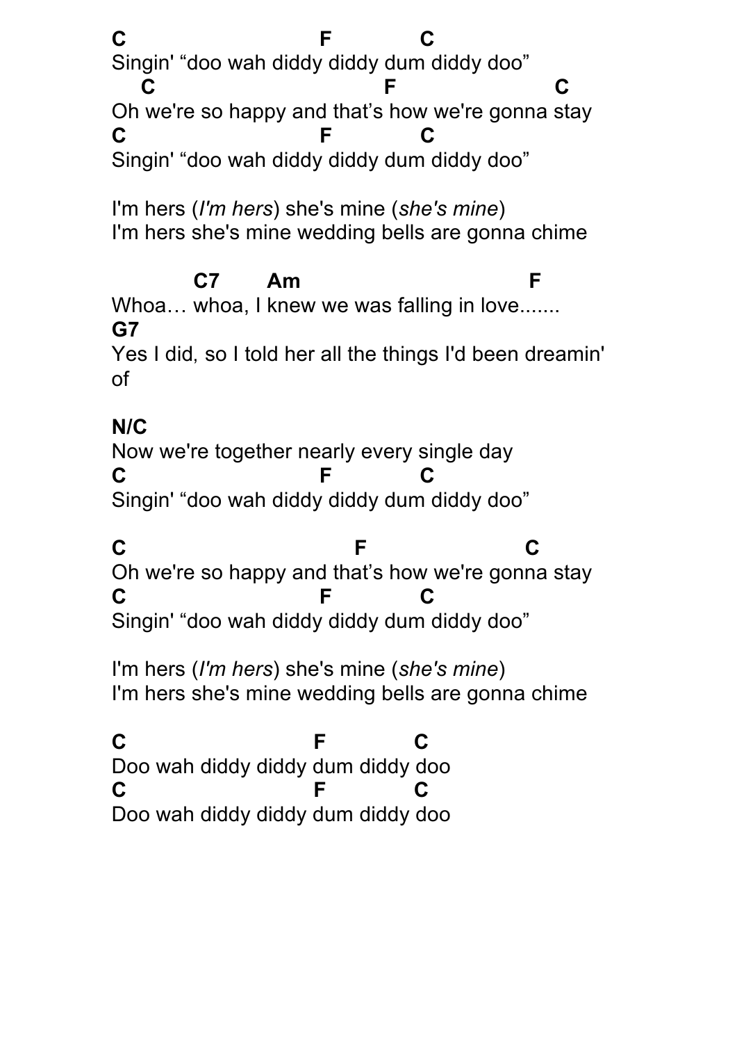```
C                         F           C
Singin' "doo wah diddy diddy dum diddy doo"
   C                               F                    C
Oh we're so happy and that's how we're gonna stay
C                         F           C
Singin' "doo wah diddy diddy dum diddy doo"
```

I'm hers (*I'm hers*) she's mine (*she's mine*)
I'm hers she's mine wedding bells are gonna chime

```
         C7       Am                            F
Whoa… whoa, I knew we was falling in love.......
G7
Yes I did, so I told her all the things I'd been dreamin'
of
```

```
N/C
Now we're together nearly every single day
C                         F           C
Singin' "doo wah diddy diddy dum diddy doo"
```

```
C                              F                    C
Oh we're so happy and that's how we're gonna stay
C                         F           C
Singin' "doo wah diddy diddy dum diddy doo"
```

I'm hers (*I'm hers*) she's mine (*she's mine*)
I'm hers she's mine wedding bells are gonna chime

```
C                        F           C
Doo wah diddy diddy dum diddy doo
C                        F           C
Doo wah diddy diddy dum diddy doo
```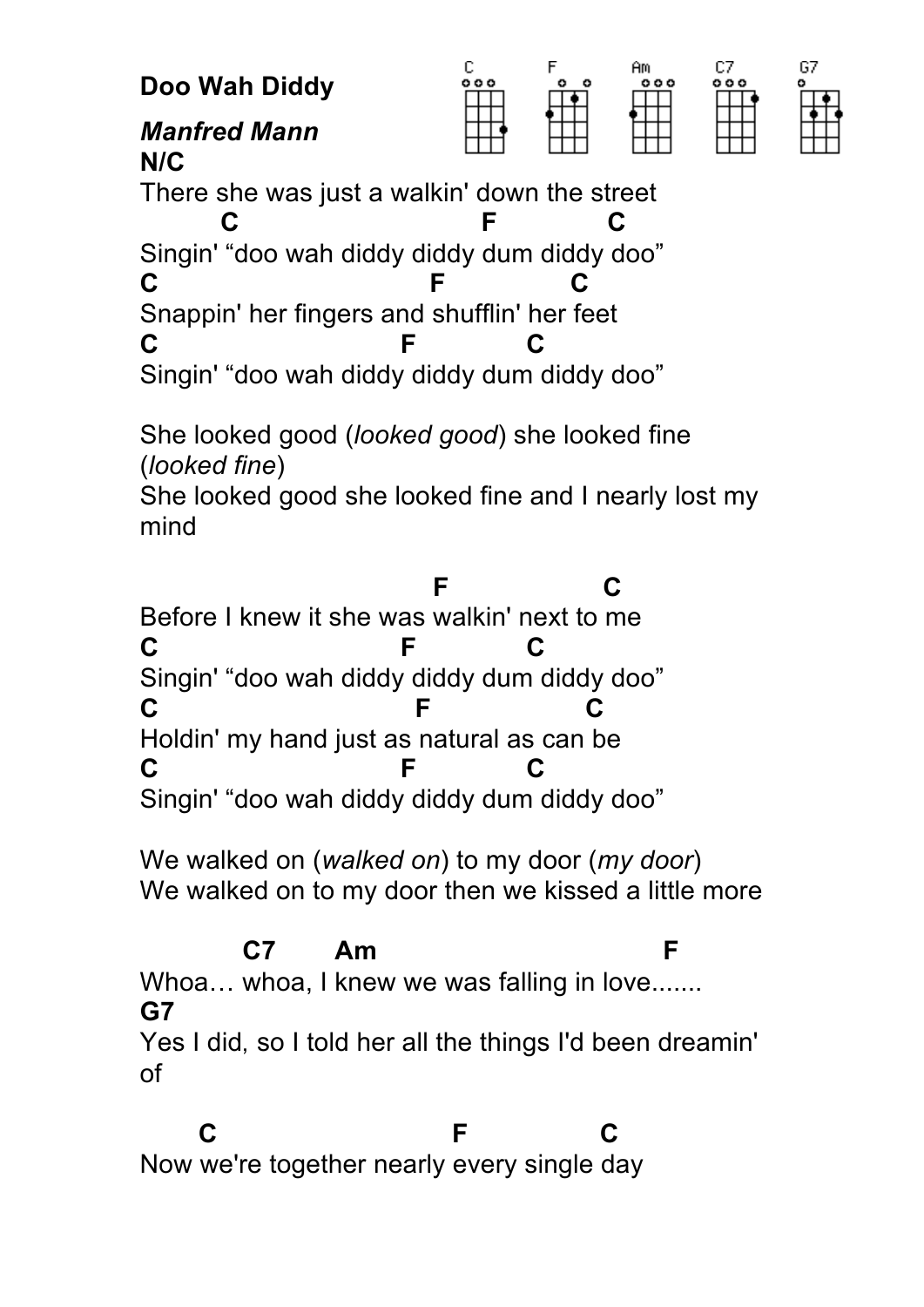**Doo Wah Diddy**

***Manfred Mann***

C F Am C7 G7

**N/C**

```
There she was just a walkin' down the street
         C                          F           C
Singin' "doo wah diddy diddy dum diddy doo"
C                              F            C
Snappin' her fingers and shufflin' her feet
C                           F           C
Singin' "doo wah diddy diddy dum diddy doo"
```

She looked good (*looked good*) she looked fine (*looked fine*)
She looked good she looked fine and I nearly lost my mind

```
                               F                 C
Before I knew it she was walkin' next to me
C                           F           C
Singin' "doo wah diddy diddy dum diddy doo"
C                             F             C
Holdin' my hand just as natural as can be
C                           F           C
Singin' "doo wah diddy diddy dum diddy doo"
```

We walked on (*walked on*) to my door (*my door*)
We walked on to my door then we kissed a little more

```
           C7       Am                            F
Whoa… whoa, I knew we was falling in love.......
G7
Yes I did, so I told her all the things I'd been dreamin' of
```

```
      C                           F              C
Now we're together nearly every single day
```